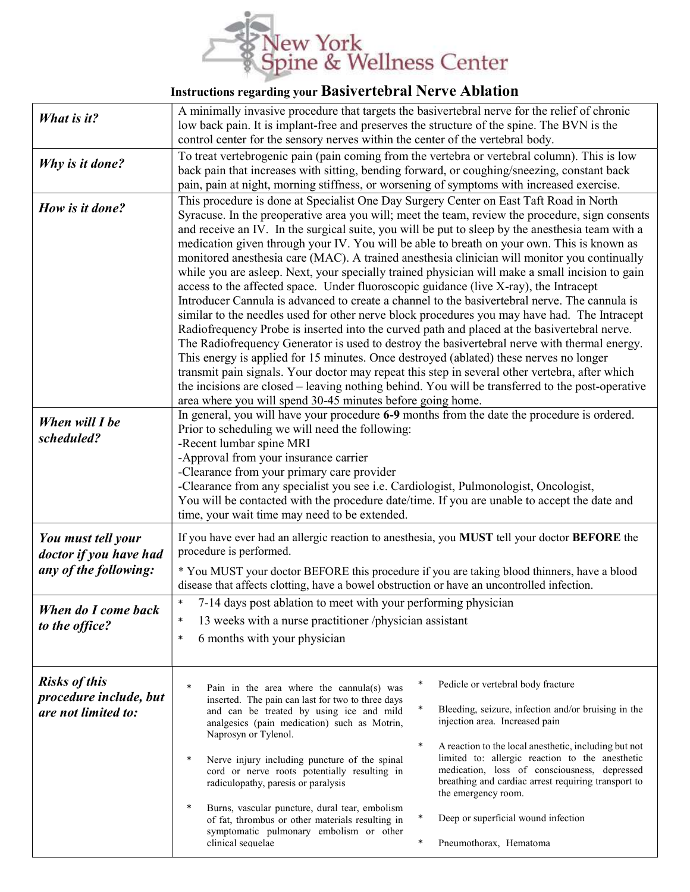# New York Spine & Wellness Center

## Instructions regarding your Basivertebral Nerve Ablation

| | |
|---|---|
| ***What is it?*** | A minimally invasive procedure that targets the basivertebral nerve for the relief of chronic low back pain. It is implant-free and preserves the structure of the spine. The BVN is the control center for the sensory nerves within the center of the vertebral body. |
| ***Why is it done?*** | To treat vertebrogenic pain (pain coming from the vertebra or vertebral column). This is low back pain that increases with sitting, bending forward, or coughing/sneezing, constant back pain, pain at night, morning stiffness, or worsening of symptoms with increased exercise. |
| ***How is it done?*** | This procedure is done at Specialist One Day Surgery Center on East Taft Road in North Syracuse. In the preoperative area you will; meet the team, review the procedure, sign consents and receive an IV. In the surgical suite, you will be put to sleep by the anesthesia team with a medication given through your IV. You will be able to breath on your own. This is known as monitored anesthesia care (MAC). A trained anesthesia clinician will monitor you continually while you are asleep. Next, your specially trained physician will make a small incision to gain access to the affected space. Under fluoroscopic guidance (live X-ray), the Intracept Introducer Cannula is advanced to create a channel to the basivertebral nerve. The cannula is similar to the needles used for other nerve block procedures you may have had. The Intracept Radiofrequency Probe is inserted into the curved path and placed at the basivertebral nerve. The Radiofrequency Generator is used to destroy the basivertebral nerve with thermal energy. This energy is applied for 15 minutes. Once destroyed (ablated) these nerves no longer transmit pain signals. Your doctor may repeat this step in several other vertebra, after which the incisions are closed – leaving nothing behind. You will be transferred to the post-operative area where you will spend 30-45 minutes before going home. |
| ***When will I be scheduled?*** | In general, you will have your procedure **6-9** months from the date the procedure is ordered. Prior to scheduling we will need the following:<br>-Recent lumbar spine MRI<br>-Approval from your insurance carrier<br>-Clearance from your primary care provider<br>-Clearance from any specialist you see i.e. Cardiologist, Pulmonologist, Oncologist,<br>You will be contacted with the procedure date/time. If you are unable to accept the date and time, your wait time may need to be extended. |
| ***You must tell your doctor if you have had any of the following:*** | If you have ever had an allergic reaction to anesthesia, you **MUST** tell your doctor **BEFORE** the procedure is performed.<br>* You MUST your doctor BEFORE this procedure if you are taking blood thinners, have a blood disease that affects clotting, have a bowel obstruction or have an uncontrolled infection. |
| ***When do I come back to the office?*** | * 7-14 days post ablation to meet with your performing physician<br>* 13 weeks with a nurse practitioner /physician assistant<br>* 6 months with your physician |
| ***Risks of this procedure include, but are not limited to:*** | * Pain in the area where the cannula(s) was inserted. The pain can last for two to three days and can be treated by using ice and mild analgesics (pain medication) such as Motrin, Naprosyn or Tylenol.<br>* Nerve injury including puncture of the spinal cord or nerve roots potentially resulting in radiculopathy, paresis or paralysis<br>* Burns, vascular puncture, dural tear, embolism of fat, thrombus or other materials resulting in symptomatic pulmonary embolism or other clinical sequelae<br>* Pedicle or vertebral body fracture<br>* Bleeding, seizure, infection and/or bruising in the injection area. Increased pain<br>* A reaction to the local anesthetic, including but not limited to: allergic reaction to the anesthetic medication, loss of consciousness, depressed breathing and cardiac arrest requiring transport to the emergency room.<br>* Deep or superficial wound infection<br>* Pneumothorax, Hematoma |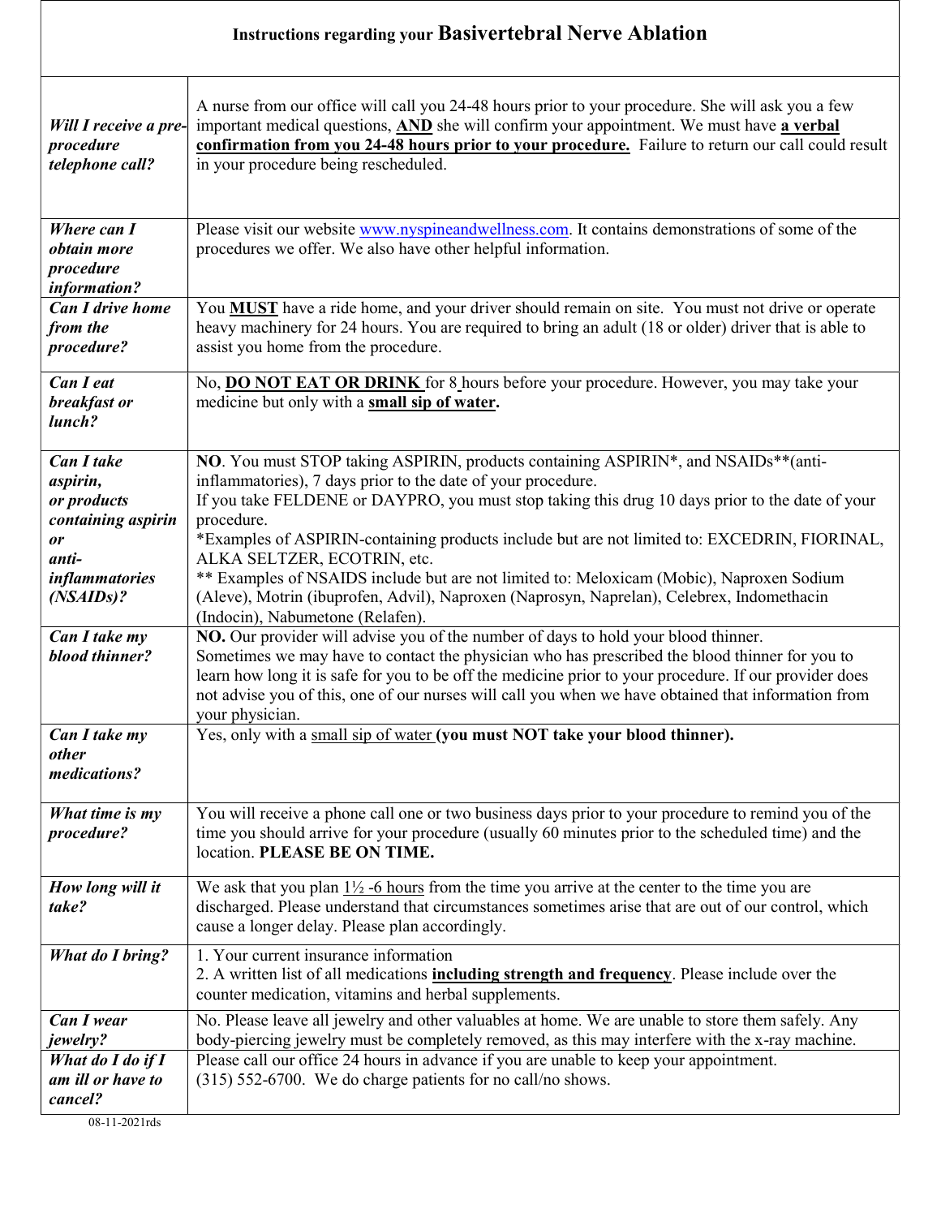# Instructions regarding your **Basivertebral Nerve Ablation**

| | |
|---|---|
| ***Will I receive a pre-procedure telephone call?*** | A nurse from our office will call you 24-48 hours prior to your procedure. She will ask you a few important medical questions, **AND** she will confirm your appointment. We must have **a verbal confirmation from you 24-48 hours prior to your procedure.** Failure to return our call could result in your procedure being rescheduled. |
| ***Where can I obtain more procedure information?*** | Please visit our website [www.nyspineandwellness.com](http://www.nyspineandwellness.com). It contains demonstrations of some of the procedures we offer. We also have other helpful information. |
| ***Can I drive home from the procedure?*** | You **MUST** have a ride home, and your driver should remain on site. You must not drive or operate heavy machinery for 24 hours. You are required to bring an adult (18 or older) driver that is able to assist you home from the procedure. |
| ***Can I eat breakfast or lunch?*** | No, **DO NOT EAT OR DRINK** for 8 hours before your procedure. However, you may take your medicine but only with a **small sip of water.** |
| ***Can I take aspirin, or products containing aspirin or anti-inflammatories (NSAIDs)?*** | **NO**. You must STOP taking ASPIRIN, products containing ASPIRIN*, and NSAIDs**(anti-inflammatories), 7 days prior to the date of your procedure.<br>If you take FELDENE or DAYPRO, you must stop taking this drug 10 days prior to the date of your procedure.<br>*Examples of ASPIRIN-containing products include but are not limited to: EXCEDRIN, FIORINAL, ALKA SELTZER, ECOTRIN, etc.<br>** Examples of NSAIDS include but are not limited to: Meloxicam (Mobic), Naproxen Sodium (Aleve), Motrin (ibuprofen, Advil), Naproxen (Naprosyn, Naprelan), Celebrex, Indomethacin (Indocin), Nabumetone (Relafen). |
| ***Can I take my blood thinner?*** | **NO.** Our provider will advise you of the number of days to hold your blood thinner.<br>Sometimes we may have to contact the physician who has prescribed the blood thinner for you to learn how long it is safe for you to be off the medicine prior to your procedure. If our provider does not advise you of this, one of our nurses will call you when we have obtained that information from your physician. |
| ***Can I take my other medications?*** | Yes, only with a small sip of water **(you must NOT take your blood thinner).** |
| ***What time is my procedure?*** | You will receive a phone call one or two business days prior to your procedure to remind you of the time you should arrive for your procedure (usually 60 minutes prior to the scheduled time) and the location. **PLEASE BE ON TIME.** |
| ***How long will it take?*** | We ask that you plan 1½ -6 hours from the time you arrive at the center to the time you are discharged. Please understand that circumstances sometimes arise that are out of our control, which cause a longer delay. Please plan accordingly. |
| ***What do I bring?*** | 1. Your current insurance information<br>2. A written list of all medications **including strength and frequency**. Please include over the counter medication, vitamins and herbal supplements. |
| ***Can I wear jewelry?*** | No. Please leave all jewelry and other valuables at home. We are unable to store them safely. Any body-piercing jewelry must be completely removed, as this may interfere with the x-ray machine. |
| ***What do I do if I am ill or have to cancel?*** | Please call our office 24 hours in advance if you are unable to keep your appointment.<br>(315) 552-6700. We do charge patients for no call/no shows. |

08-11-2021rds